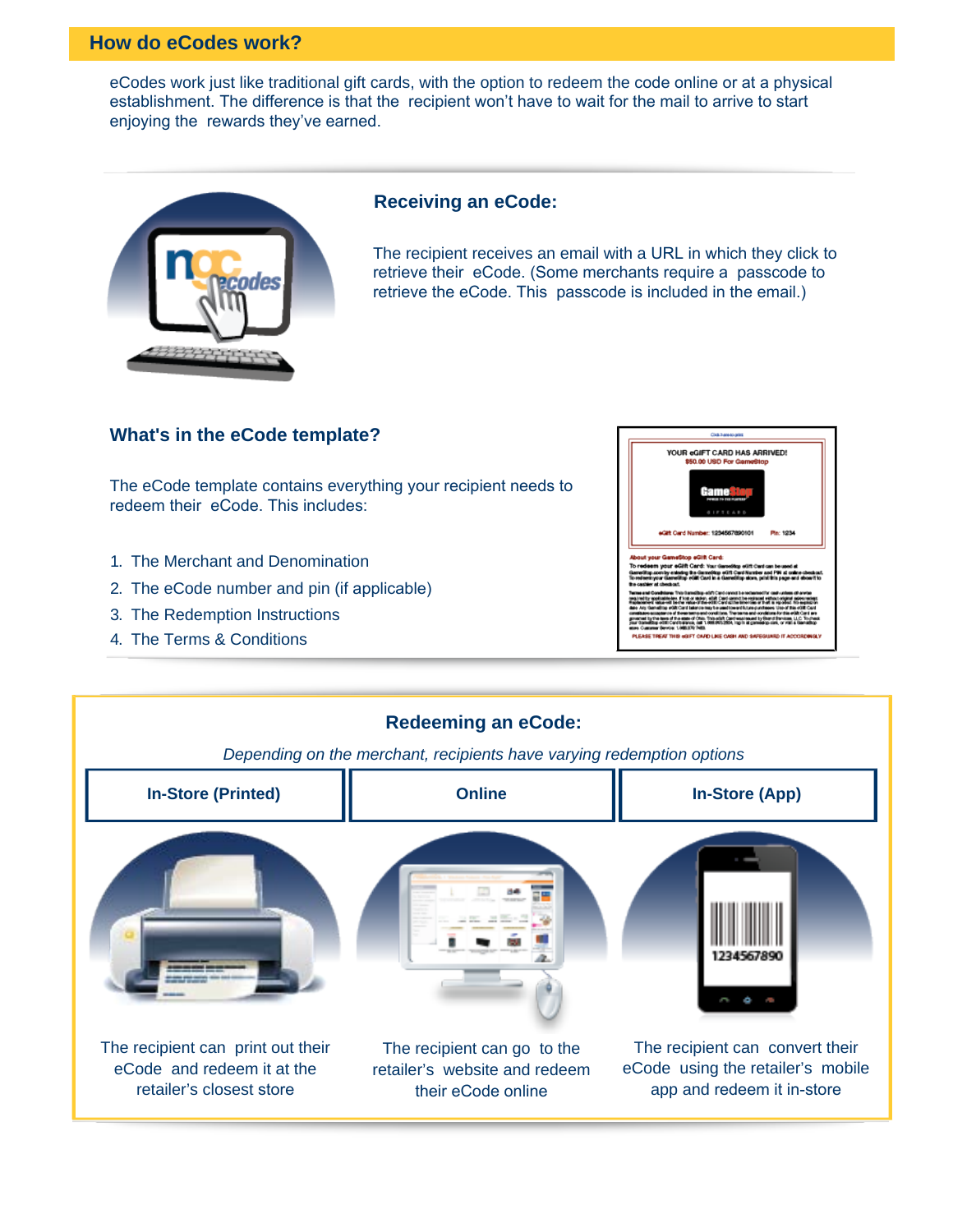## How do eCodes work?

eCodes work just like traditional gift cards, with the option to redeem the code online or at a physical establishment. The difference is that the recipient won't have to wait for the mail to arrive to start enjoying the rewards they've earned.

### Receiving an eCode:

The recipient receives an email with a URL in which they click to retrieve their eCode. (Some merchants require a passcode to retrieve the eCode. This passcode is included in the email.)

### What's in the eCode template?

The eCode template contains everything your recipient needs to redeem their eCode. This includes:

1. The Merchant and Denomination
2. The eCode number and pin (if applicable)
3. The Redemption Instructions
4. The Terms & Conditions

### Redeeming an eCode:

*Depending on the merchant, recipients have varying redemption options*

| In-Store (Printed) | Online | In-Store (App) |
|---|---|---|
| The recipient can print out their eCode and redeem it at the retailer's closest store | The recipient can go to the retailer's website and redeem their eCode online | The recipient can convert their eCode using the retailer's mobile app and redeem it in-store |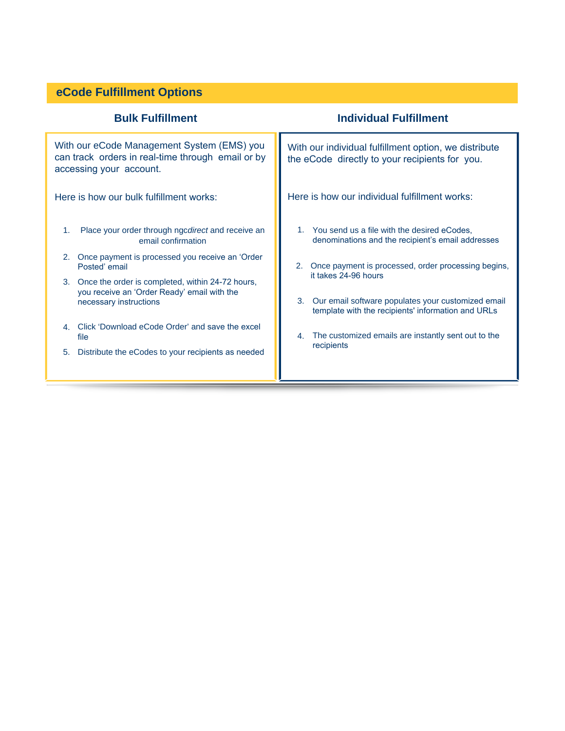## eCode Fulfillment Options

### Bulk Fulfillment

With our eCode Management System (EMS) you can track orders in real-time through email or by accessing your account.

Here is how our bulk fulfillment works:

1. Place your order through ngc*direct* and receive an email confirmation
2. Once payment is processed you receive an 'Order Posted' email
3. Once the order is completed, within 24-72 hours, you receive an 'Order Ready' email with the necessary instructions
4. Click 'Download eCode Order' and save the excel file
5. Distribute the eCodes to your recipients as needed

### Individual Fulfillment

With our individual fulfillment option, we distribute the eCode directly to your recipients for you.

Here is how our individual fulfillment works:

1. You send us a file with the desired eCodes, denominations and the recipient's email addresses
2. Once payment is processed, order processing begins, it takes 24-96 hours
3. Our email software populates your customized email template with the recipients' information and URLs
4. The customized emails are instantly sent out to the recipients